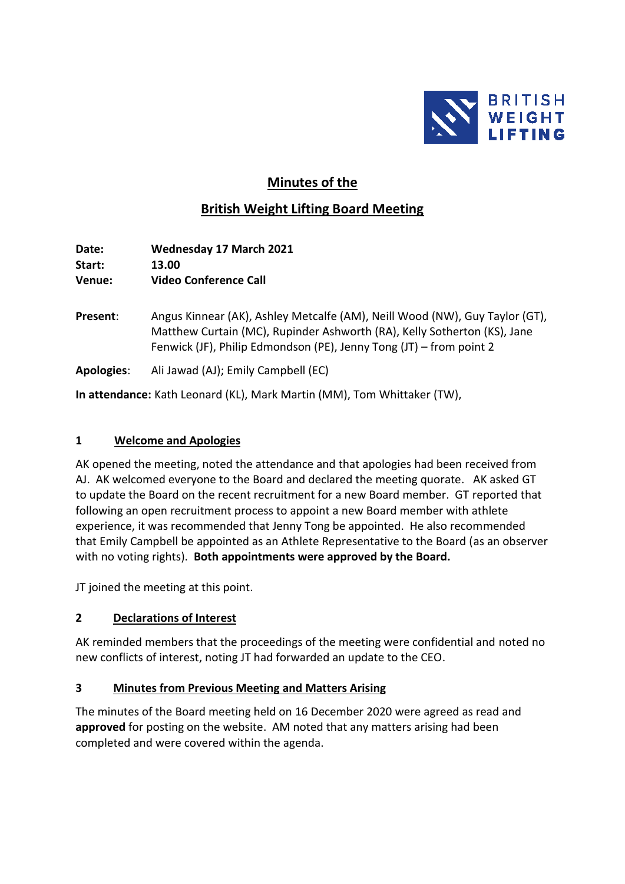# Minutes of the

## British Weight Lifting Board Meeting

**Date:** **Wednesday 17 March 2021**
**Start:** **13.00**
**Venue:** **Video Conference Call**

**Present**: Angus Kinnear (AK), Ashley Metcalfe (AM), Neill Wood (NW), Guy Taylor (GT), Matthew Curtain (MC), Rupinder Ashworth (RA), Kelly Sotherton (KS), Jane Fenwick (JF), Philip Edmondson (PE), Jenny Tong (JT) – from point 2

**Apologies**: Ali Jawad (AJ); Emily Campbell (EC)

**In attendance:** Kath Leonard (KL), Mark Martin (MM), Tom Whittaker (TW),

### 1 Welcome and Apologies

AK opened the meeting, noted the attendance and that apologies had been received from AJ. AK welcomed everyone to the Board and declared the meeting quorate. AK asked GT to update the Board on the recent recruitment for a new Board member. GT reported that following an open recruitment process to appoint a new Board member with athlete experience, it was recommended that Jenny Tong be appointed. He also recommended that Emily Campbell be appointed as an Athlete Representative to the Board (as an observer with no voting rights). **Both appointments were approved by the Board.**

JT joined the meeting at this point.

### 2 Declarations of Interest

AK reminded members that the proceedings of the meeting were confidential and noted no new conflicts of interest, noting JT had forwarded an update to the CEO.

### 3 Minutes from Previous Meeting and Matters Arising

The minutes of the Board meeting held on 16 December 2020 were agreed as read and **approved** for posting on the website. AM noted that any matters arising had been completed and were covered within the agenda.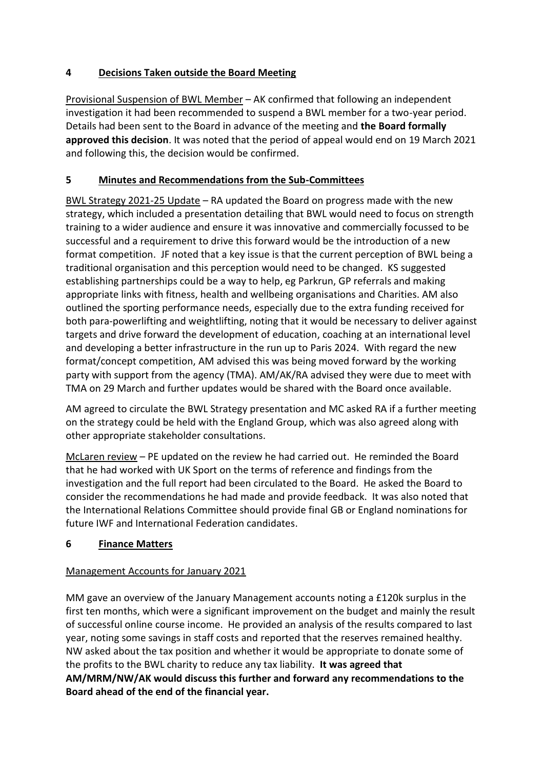## 4 Decisions Taken outside the Board Meeting

Provisional Suspension of BWL Member – AK confirmed that following an independent investigation it had been recommended to suspend a BWL member for a two-year period. Details had been sent to the Board in advance of the meeting and **the Board formally approved this decision**. It was noted that the period of appeal would end on 19 March 2021 and following this, the decision would be confirmed.

## 5 Minutes and Recommendations from the Sub-Committees

BWL Strategy 2021-25 Update – RA updated the Board on progress made with the new strategy, which included a presentation detailing that BWL would need to focus on strength training to a wider audience and ensure it was innovative and commercially focussed to be successful and a requirement to drive this forward would be the introduction of a new format competition. JF noted that a key issue is that the current perception of BWL being a traditional organisation and this perception would need to be changed. KS suggested establishing partnerships could be a way to help, eg Parkrun, GP referrals and making appropriate links with fitness, health and wellbeing organisations and Charities. AM also outlined the sporting performance needs, especially due to the extra funding received for both para-powerlifting and weightlifting, noting that it would be necessary to deliver against targets and drive forward the development of education, coaching at an international level and developing a better infrastructure in the run up to Paris 2024. With regard the new format/concept competition, AM advised this was being moved forward by the working party with support from the agency (TMA). AM/AK/RA advised they were due to meet with TMA on 29 March and further updates would be shared with the Board once available.

AM agreed to circulate the BWL Strategy presentation and MC asked RA if a further meeting on the strategy could be held with the England Group, which was also agreed along with other appropriate stakeholder consultations.

McLaren review – PE updated on the review he had carried out. He reminded the Board that he had worked with UK Sport on the terms of reference and findings from the investigation and the full report had been circulated to the Board. He asked the Board to consider the recommendations he had made and provide feedback. It was also noted that the International Relations Committee should provide final GB or England nominations for future IWF and International Federation candidates.

## 6 Finance Matters

Management Accounts for January 2021

MM gave an overview of the January Management accounts noting a £120k surplus in the first ten months, which were a significant improvement on the budget and mainly the result of successful online course income. He provided an analysis of the results compared to last year, noting some savings in staff costs and reported that the reserves remained healthy. NW asked about the tax position and whether it would be appropriate to donate some of the profits to the BWL charity to reduce any tax liability. **It was agreed that AM/MRM/NW/AK would discuss this further and forward any recommendations to the Board ahead of the end of the financial year.**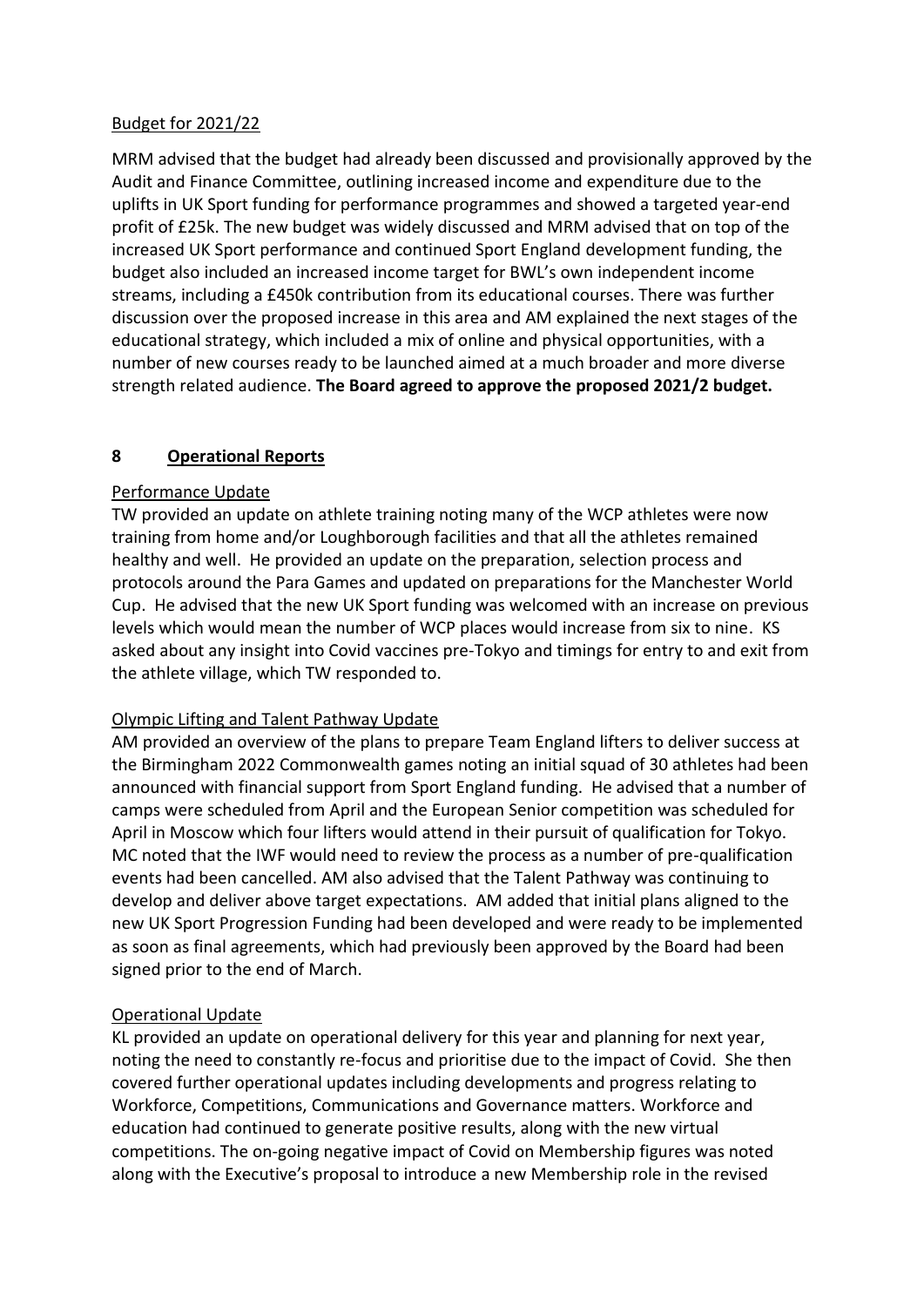Budget for 2021/22

MRM advised that the budget had already been discussed and provisionally approved by the Audit and Finance Committee, outlining increased income and expenditure due to the uplifts in UK Sport funding for performance programmes and showed a targeted year-end profit of £25k. The new budget was widely discussed and MRM advised that on top of the increased UK Sport performance and continued Sport England development funding, the budget also included an increased income target for BWL's own independent income streams, including a £450k contribution from its educational courses. There was further discussion over the proposed increase in this area and AM explained the next stages of the educational strategy, which included a mix of online and physical opportunities, with a number of new courses ready to be launched aimed at a much broader and more diverse strength related audience. **The Board agreed to approve the proposed 2021/2 budget.**

## 8 Operational Reports

Performance Update

TW provided an update on athlete training noting many of the WCP athletes were now training from home and/or Loughborough facilities and that all the athletes remained healthy and well. He provided an update on the preparation, selection process and protocols around the Para Games and updated on preparations for the Manchester World Cup. He advised that the new UK Sport funding was welcomed with an increase on previous levels which would mean the number of WCP places would increase from six to nine. KS asked about any insight into Covid vaccines pre-Tokyo and timings for entry to and exit from the athlete village, which TW responded to.

Olympic Lifting and Talent Pathway Update

AM provided an overview of the plans to prepare Team England lifters to deliver success at the Birmingham 2022 Commonwealth games noting an initial squad of 30 athletes had been announced with financial support from Sport England funding. He advised that a number of camps were scheduled from April and the European Senior competition was scheduled for April in Moscow which four lifters would attend in their pursuit of qualification for Tokyo. MC noted that the IWF would need to review the process as a number of pre-qualification events had been cancelled. AM also advised that the Talent Pathway was continuing to develop and deliver above target expectations. AM added that initial plans aligned to the new UK Sport Progression Funding had been developed and were ready to be implemented as soon as final agreements, which had previously been approved by the Board had been signed prior to the end of March.

Operational Update

KL provided an update on operational delivery for this year and planning for next year, noting the need to constantly re-focus and prioritise due to the impact of Covid. She then covered further operational updates including developments and progress relating to Workforce, Competitions, Communications and Governance matters. Workforce and education had continued to generate positive results, along with the new virtual competitions. The on-going negative impact of Covid on Membership figures was noted along with the Executive's proposal to introduce a new Membership role in the revised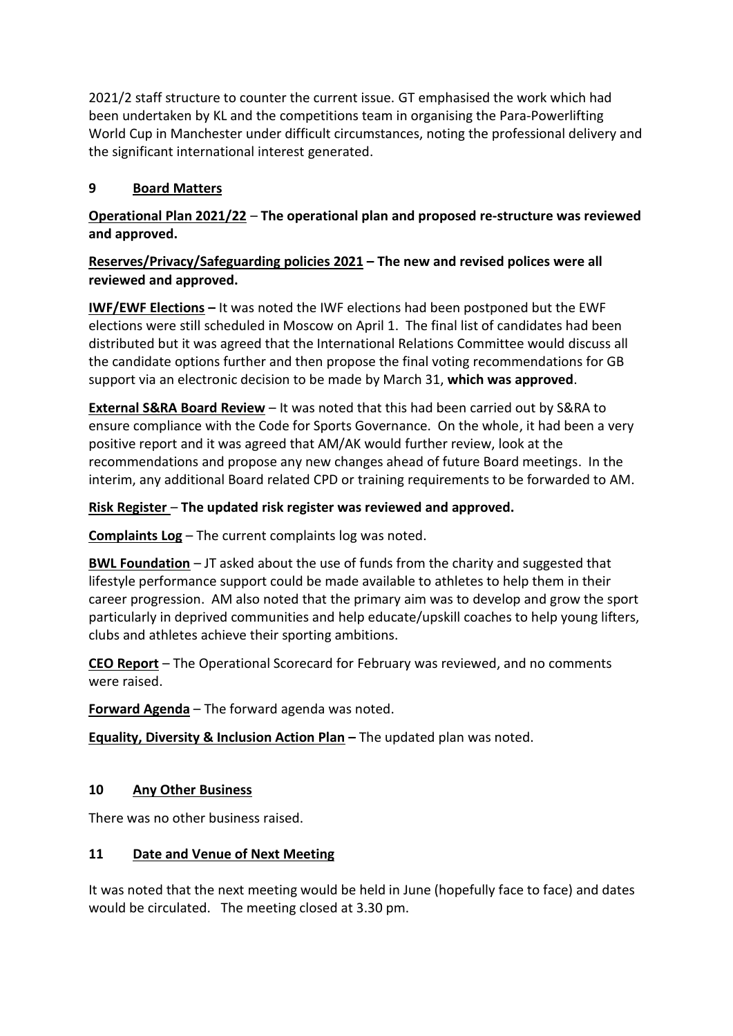2021/2 staff structure to counter the current issue. GT emphasised the work which had been undertaken by KL and the competitions team in organising the Para-Powerlifting World Cup in Manchester under difficult circumstances, noting the professional delivery and the significant international interest generated.

## 9 Board Matters

**Operational Plan 2021/22** – **The operational plan and proposed re-structure was reviewed and approved.**

**Reserves/Privacy/Safeguarding policies 2021 – The new and revised polices were all reviewed and approved.**

**IWF/EWF Elections –** It was noted the IWF elections had been postponed but the EWF elections were still scheduled in Moscow on April 1. The final list of candidates had been distributed but it was agreed that the International Relations Committee would discuss all the candidate options further and then propose the final voting recommendations for GB support via an electronic decision to be made by March 31, **which was approved**.

**External S&RA Board Review** – It was noted that this had been carried out by S&RA to ensure compliance with the Code for Sports Governance. On the whole, it had been a very positive report and it was agreed that AM/AK would further review, look at the recommendations and propose any new changes ahead of future Board meetings. In the interim, any additional Board related CPD or training requirements to be forwarded to AM.

**Risk Register** – **The updated risk register was reviewed and approved.**

**Complaints Log** – The current complaints log was noted.

**BWL Foundation** – JT asked about the use of funds from the charity and suggested that lifestyle performance support could be made available to athletes to help them in their career progression. AM also noted that the primary aim was to develop and grow the sport particularly in deprived communities and help educate/upskill coaches to help young lifters, clubs and athletes achieve their sporting ambitions.

**CEO Report** – The Operational Scorecard for February was reviewed, and no comments were raised.

**Forward Agenda** – The forward agenda was noted.

**Equality, Diversity & Inclusion Action Plan –** The updated plan was noted.

## 10 Any Other Business

There was no other business raised.

## 11 Date and Venue of Next Meeting

It was noted that the next meeting would be held in June (hopefully face to face) and dates would be circulated. The meeting closed at 3.30 pm.